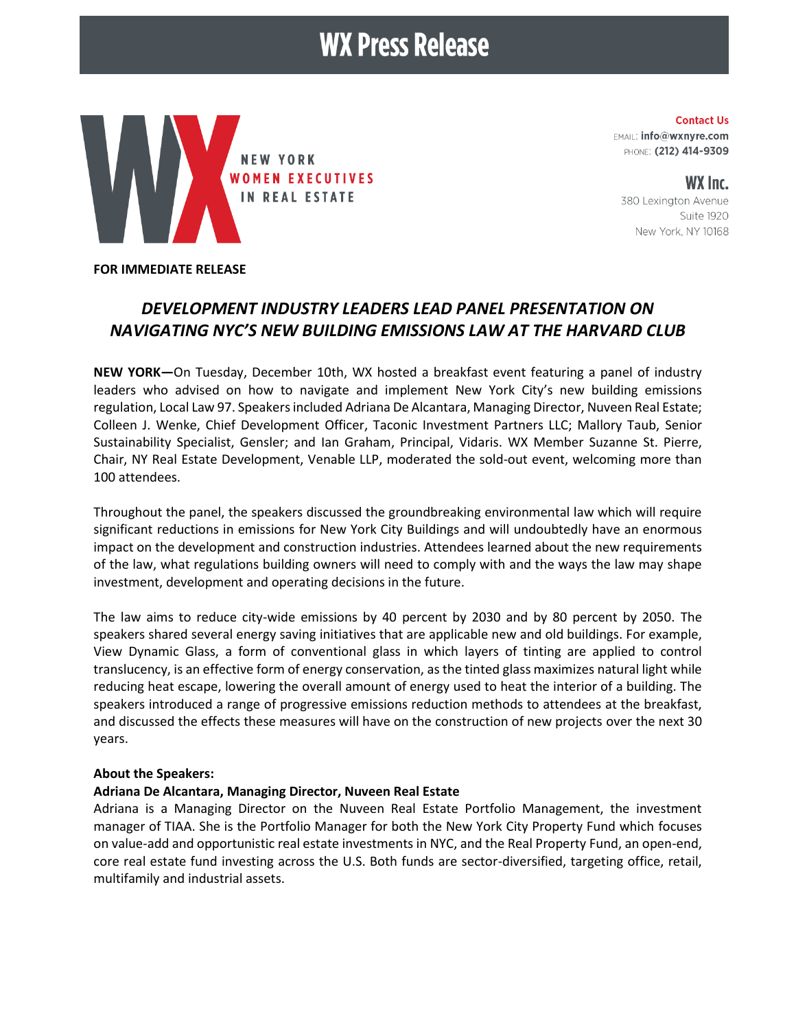# WX Press Release

NEW YORK
WOMEN EXECUTIVES
IN REAL ESTATE

**Contact Us**
EMAIL: **info@wxnyre.com**
PHONE: **(212) 414-9309**

**WX Inc.**
380 Lexington Avenue
Suite 1920
New York, NY 10168

**FOR IMMEDIATE RELEASE**

## *DEVELOPMENT INDUSTRY LEADERS LEAD PANEL PRESENTATION ON NAVIGATING NYC'S NEW BUILDING EMISSIONS LAW AT THE HARVARD CLUB*

**NEW YORK—**On Tuesday, December 10th, WX hosted a breakfast event featuring a panel of industry leaders who advised on how to navigate and implement New York City's new building emissions regulation, Local Law 97. Speakers included Adriana De Alcantara, Managing Director, Nuveen Real Estate; Colleen J. Wenke, Chief Development Officer, Taconic Investment Partners LLC; Mallory Taub, Senior Sustainability Specialist, Gensler; and Ian Graham, Principal, Vidaris. WX Member Suzanne St. Pierre, Chair, NY Real Estate Development, Venable LLP, moderated the sold-out event, welcoming more than 100 attendees.

Throughout the panel, the speakers discussed the groundbreaking environmental law which will require significant reductions in emissions for New York City Buildings and will undoubtedly have an enormous impact on the development and construction industries. Attendees learned about the new requirements of the law, what regulations building owners will need to comply with and the ways the law may shape investment, development and operating decisions in the future.

The law aims to reduce city-wide emissions by 40 percent by 2030 and by 80 percent by 2050. The speakers shared several energy saving initiatives that are applicable new and old buildings. For example, View Dynamic Glass, a form of conventional glass in which layers of tinting are applied to control translucency, is an effective form of energy conservation, as the tinted glass maximizes natural light while reducing heat escape, lowering the overall amount of energy used to heat the interior of a building. The speakers introduced a range of progressive emissions reduction methods to attendees at the breakfast, and discussed the effects these measures will have on the construction of new projects over the next 30 years.

**About the Speakers:**

**Adriana De Alcantara, Managing Director, Nuveen Real Estate**

Adriana is a Managing Director on the Nuveen Real Estate Portfolio Management, the investment manager of TIAA. She is the Portfolio Manager for both the New York City Property Fund which focuses on value-add and opportunistic real estate investments in NYC, and the Real Property Fund, an open-end, core real estate fund investing across the U.S. Both funds are sector-diversified, targeting office, retail, multifamily and industrial assets.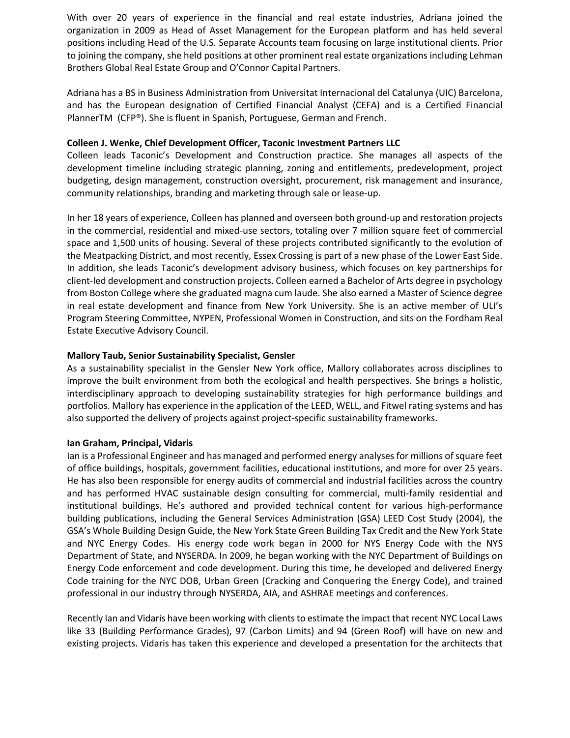With over 20 years of experience in the financial and real estate industries, Adriana joined the organization in 2009 as Head of Asset Management for the European platform and has held several positions including Head of the U.S. Separate Accounts team focusing on large institutional clients. Prior to joining the company, she held positions at other prominent real estate organizations including Lehman Brothers Global Real Estate Group and O'Connor Capital Partners.

Adriana has a BS in Business Administration from Universitat Internacional del Catalunya (UIC) Barcelona, and has the European designation of Certified Financial Analyst (CEFA) and is a Certified Financial PlannerTM (CFP®). She is fluent in Spanish, Portuguese, German and French.

**Colleen J. Wenke, Chief Development Officer, Taconic Investment Partners LLC**
Colleen leads Taconic's Development and Construction practice. She manages all aspects of the development timeline including strategic planning, zoning and entitlements, predevelopment, project budgeting, design management, construction oversight, procurement, risk management and insurance, community relationships, branding and marketing through sale or lease-up.

In her 18 years of experience, Colleen has planned and overseen both ground-up and restoration projects in the commercial, residential and mixed-use sectors, totaling over 7 million square feet of commercial space and 1,500 units of housing. Several of these projects contributed significantly to the evolution of the Meatpacking District, and most recently, Essex Crossing is part of a new phase of the Lower East Side. In addition, she leads Taconic's development advisory business, which focuses on key partnerships for client-led development and construction projects. Colleen earned a Bachelor of Arts degree in psychology from Boston College where she graduated magna cum laude. She also earned a Master of Science degree in real estate development and finance from New York University. She is an active member of ULI's Program Steering Committee, NYPEN, Professional Women in Construction, and sits on the Fordham Real Estate Executive Advisory Council.

**Mallory Taub, Senior Sustainability Specialist, Gensler**
As a sustainability specialist in the Gensler New York office, Mallory collaborates across disciplines to improve the built environment from both the ecological and health perspectives. She brings a holistic, interdisciplinary approach to developing sustainability strategies for high performance buildings and portfolios. Mallory has experience in the application of the LEED, WELL, and Fitwel rating systems and has also supported the delivery of projects against project-specific sustainability frameworks.

**Ian Graham, Principal, Vidaris**
Ian is a Professional Engineer and has managed and performed energy analyses for millions of square feet of office buildings, hospitals, government facilities, educational institutions, and more for over 25 years. He has also been responsible for energy audits of commercial and industrial facilities across the country and has performed HVAC sustainable design consulting for commercial, multi-family residential and institutional buildings. He's authored and provided technical content for various high-performance building publications, including the General Services Administration (GSA) LEED Cost Study (2004), the GSA's Whole Building Design Guide, the New York State Green Building Tax Credit and the New York State and NYC Energy Codes. His energy code work began in 2000 for NYS Energy Code with the NYS Department of State, and NYSERDA. In 2009, he began working with the NYC Department of Buildings on Energy Code enforcement and code development. During this time, he developed and delivered Energy Code training for the NYC DOB, Urban Green (Cracking and Conquering the Energy Code), and trained professional in our industry through NYSERDA, AIA, and ASHRAE meetings and conferences.

Recently Ian and Vidaris have been working with clients to estimate the impact that recent NYC Local Laws like 33 (Building Performance Grades), 97 (Carbon Limits) and 94 (Green Roof) will have on new and existing projects. Vidaris has taken this experience and developed a presentation for the architects that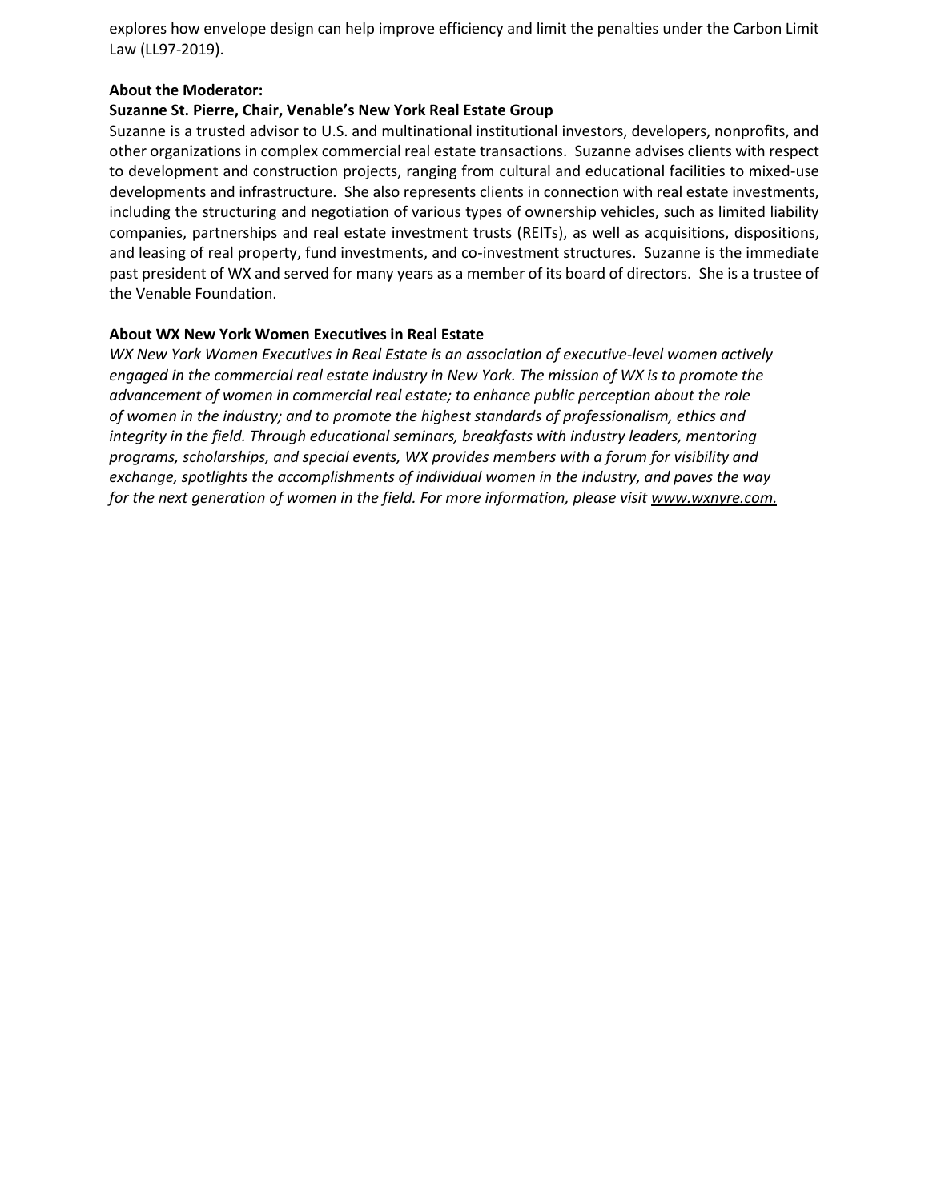explores how envelope design can help improve efficiency and limit the penalties under the Carbon Limit Law (LL97-2019).

**About the Moderator:**

**Suzanne St. Pierre, Chair, Venable's New York Real Estate Group**

Suzanne is a trusted advisor to U.S. and multinational institutional investors, developers, nonprofits, and other organizations in complex commercial real estate transactions. Suzanne advises clients with respect to development and construction projects, ranging from cultural and educational facilities to mixed-use developments and infrastructure. She also represents clients in connection with real estate investments, including the structuring and negotiation of various types of ownership vehicles, such as limited liability companies, partnerships and real estate investment trusts (REITs), as well as acquisitions, dispositions, and leasing of real property, fund investments, and co-investment structures. Suzanne is the immediate past president of WX and served for many years as a member of its board of directors. She is a trustee of the Venable Foundation.

**About WX New York Women Executives in Real Estate**

*WX New York Women Executives in Real Estate is an association of executive-level women actively engaged in the commercial real estate industry in New York. The mission of WX is to promote the advancement of women in commercial real estate; to enhance public perception about the role of women in the industry; and to promote the highest standards of professionalism, ethics and integrity in the field. Through educational seminars, breakfasts with industry leaders, mentoring programs, scholarships, and special events, WX provides members with a forum for visibility and exchange, spotlights the accomplishments of individual women in the industry, and paves the way for the next generation of women in the field. For more information, please visit www.wxnyre.com.*